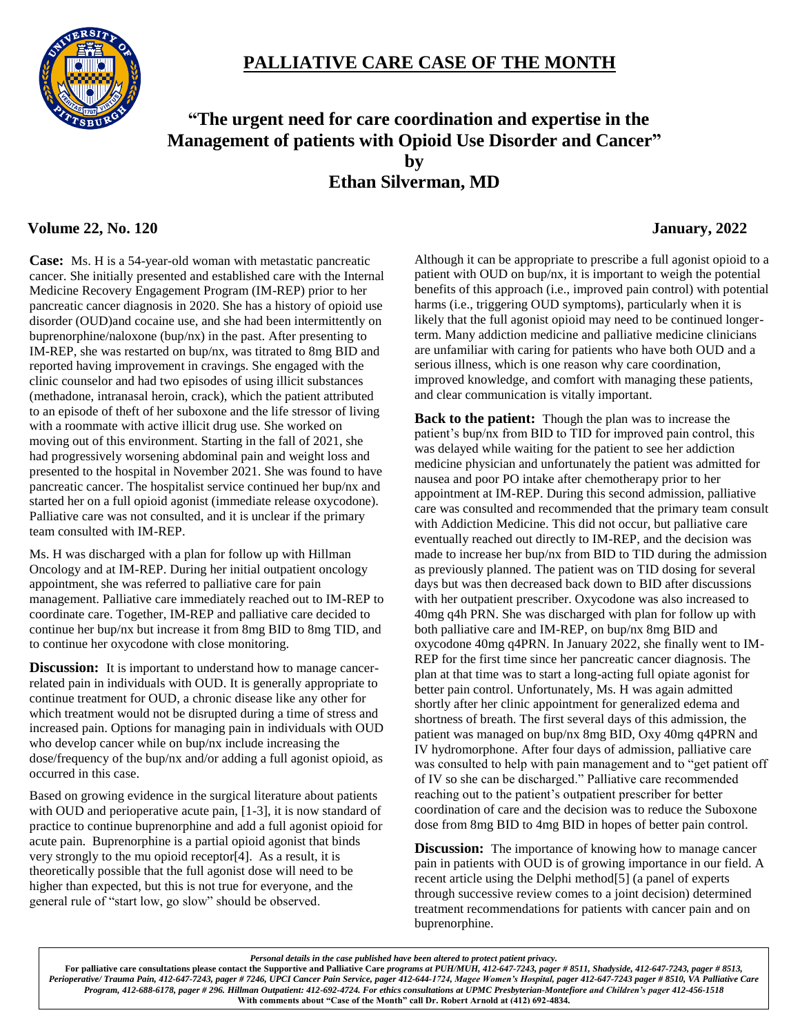# PALLIATIVE CARE CASE OF THE MONTH

## "The urgent need for care coordination and expertise in the Management of patients with Opioid Use Disorder and Cancer"

**by**

**Ethan Silverman, MD**

**Volume 22, No. 120** **January, 2022**

**Case:** Ms. H is a 54-year-old woman with metastatic pancreatic cancer. She initially presented and established care with the Internal Medicine Recovery Engagement Program (IM-REP) prior to her pancreatic cancer diagnosis in 2020. She has a history of opioid use disorder (OUD)and cocaine use, and she had been intermittently on buprenorphine/naloxone (bup/nx) in the past. After presenting to IM-REP, she was restarted on bup/nx, was titrated to 8mg BID and reported having improvement in cravings. She engaged with the clinic counselor and had two episodes of using illicit substances (methadone, intranasal heroin, crack), which the patient attributed to an episode of theft of her suboxone and the life stressor of living with a roommate with active illicit drug use. She worked on moving out of this environment. Starting in the fall of 2021, she had progressively worsening abdominal pain and weight loss and presented to the hospital in November 2021. She was found to have pancreatic cancer. The hospitalist service continued her bup/nx and started her on a full opioid agonist (immediate release oxycodone). Palliative care was not consulted, and it is unclear if the primary team consulted with IM-REP.

Ms. H was discharged with a plan for follow up with Hillman Oncology and at IM-REP. During her initial outpatient oncology appointment, she was referred to palliative care for pain management. Palliative care immediately reached out to IM-REP to coordinate care. Together, IM-REP and palliative care decided to continue her bup/nx but increase it from 8mg BID to 8mg TID, and to continue her oxycodone with close monitoring.

**Discussion:** It is important to understand how to manage cancer-related pain in individuals with OUD. It is generally appropriate to continue treatment for OUD, a chronic disease like any other for which treatment would not be disrupted during a time of stress and increased pain. Options for managing pain in individuals with OUD who develop cancer while on bup/nx include increasing the dose/frequency of the bup/nx and/or adding a full agonist opioid, as occurred in this case.

Based on growing evidence in the surgical literature about patients with OUD and perioperative acute pain, [1-3], it is now standard of practice to continue buprenorphine and add a full agonist opioid for acute pain. Buprenorphine is a partial opioid agonist that binds very strongly to the mu opioid receptor[4]. As a result, it is theoretically possible that the full agonist dose will need to be higher than expected, but this is not true for everyone, and the general rule of "start low, go slow" should be observed.

Although it can be appropriate to prescribe a full agonist opioid to a patient with OUD on bup/nx, it is important to weigh the potential benefits of this approach (i.e., improved pain control) with potential harms (i.e., triggering OUD symptoms), particularly when it is likely that the full agonist opioid may need to be continued longer-term. Many addiction medicine and palliative medicine clinicians are unfamiliar with caring for patients who have both OUD and a serious illness, which is one reason why care coordination, improved knowledge, and comfort with managing these patients, and clear communication is vitally important.

**Back to the patient:** Though the plan was to increase the patient's bup/nx from BID to TID for improved pain control, this was delayed while waiting for the patient to see her addiction medicine physician and unfortunately the patient was admitted for nausea and poor PO intake after chemotherapy prior to her appointment at IM-REP. During this second admission, palliative care was consulted and recommended that the primary team consult with Addiction Medicine. This did not occur, but palliative care eventually reached out directly to IM-REP, and the decision was made to increase her bup/nx from BID to TID during the admission as previously planned. The patient was on TID dosing for several days but was then decreased back down to BID after discussions with her outpatient prescriber. Oxycodone was also increased to 40mg q4h PRN. She was discharged with plan for follow up with both palliative care and IM-REP, on bup/nx 8mg BID and oxycodone 40mg q4PRN. In January 2022, she finally went to IM-REP for the first time since her pancreatic cancer diagnosis. The plan at that time was to start a long-acting full opiate agonist for better pain control. Unfortunately, Ms. H was again admitted shortly after her clinic appointment for generalized edema and shortness of breath. The first several days of this admission, the patient was managed on bup/nx 8mg BID, Oxy 40mg q4PRN and IV hydromorphone. After four days of admission, palliative care was consulted to help with pain management and to "get patient off of IV so she can be discharged." Palliative care recommended reaching out to the patient's outpatient prescriber for better coordination of care and the decision was to reduce the Suboxone dose from 8mg BID to 4mg BID in hopes of better pain control.

**Discussion:** The importance of knowing how to manage cancer pain in patients with OUD is of growing importance in our field. A recent article using the Delphi method[5] (a panel of experts through successive review comes to a joint decision) determined treatment recommendations for patients with cancer pain and on buprenorphine.

*Personal details in the case published have been altered to protect patient privacy.*

**For palliative care consultations please contact the Supportive and Palliative Care** ***programs at PUH/MUH, 412-647-7243, pager # 8511, Shadyside, 412-647-7243, pager # 8513, Perioperative/ Trauma Pain, 412-647-7243, pager # 7246, UPCI Cancer Pain Service, pager 412-644-1724, Magee Women's Hospital, pager 412-647-7243 pager # 8510, VA Palliative Care Program, 412-688-6178, pager # 296. Hillman Outpatient: 412-692-4724. For ethics consultations at UPMC Presbyterian-Montefiore and Children's pager 412-456-1518***
**With comments about "Case of the Month" call Dr. Robert Arnold at (412) 692-4834.**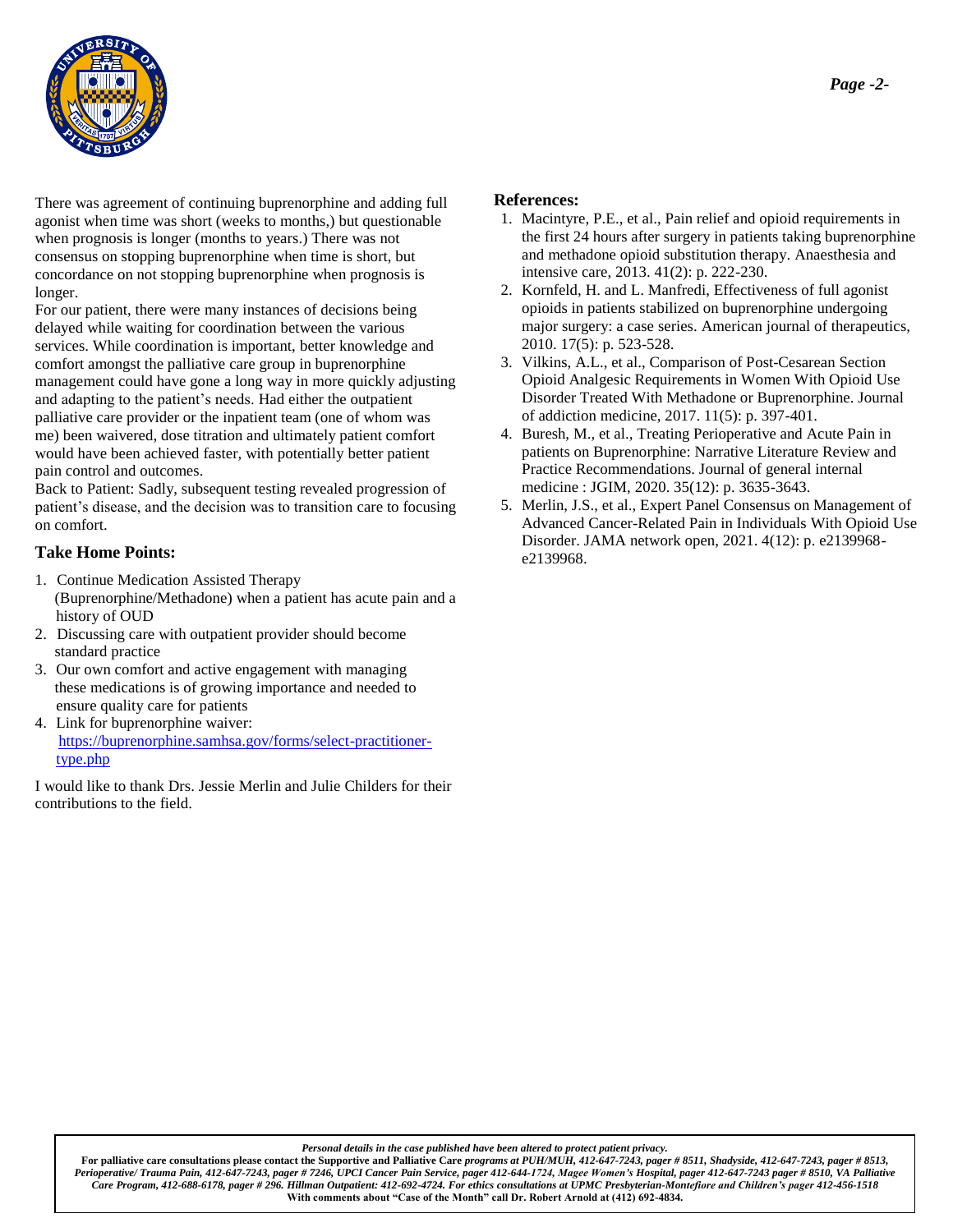There was agreement of continuing buprenorphine and adding full agonist when time was short (weeks to months,) but questionable when prognosis is longer (months to years.) There was not consensus on stopping buprenorphine when time is short, but concordance on not stopping buprenorphine when prognosis is longer.

For our patient, there were many instances of decisions being delayed while waiting for coordination between the various services. While coordination is important, better knowledge and comfort amongst the palliative care group in buprenorphine management could have gone a long way in more quickly adjusting and adapting to the patient's needs. Had either the outpatient palliative care provider or the inpatient team (one of whom was me) been waivered, dose titration and ultimately patient comfort would have been achieved faster, with potentially better patient pain control and outcomes.

Back to Patient: Sadly, subsequent testing revealed progression of patient's disease, and the decision was to transition care to focusing on comfort.

## Take Home Points:

1. Continue Medication Assisted Therapy (Buprenorphine/Methadone) when a patient has acute pain and a history of OUD
2. Discussing care with outpatient provider should become standard practice
3. Our own comfort and active engagement with managing these medications is of growing importance and needed to ensure quality care for patients
4. Link for buprenorphine waiver: https://buprenorphine.samhsa.gov/forms/select-practitioner-type.php

I would like to thank Drs. Jessie Merlin and Julie Childers for their contributions to the field.

## References:

1. Macintyre, P.E., et al., Pain relief and opioid requirements in the first 24 hours after surgery in patients taking buprenorphine and methadone opioid substitution therapy. Anaesthesia and intensive care, 2013. 41(2): p. 222-230.
2. Kornfeld, H. and L. Manfredi, Effectiveness of full agonist opioids in patients stabilized on buprenorphine undergoing major surgery: a case series. American journal of therapeutics, 2010. 17(5): p. 523-528.
3. Vilkins, A.L., et al., Comparison of Post-Cesarean Section Opioid Analgesic Requirements in Women With Opioid Use Disorder Treated With Methadone or Buprenorphine. Journal of addiction medicine, 2017. 11(5): p. 397-401.
4. Buresh, M., et al., Treating Perioperative and Acute Pain in patients on Buprenorphine: Narrative Literature Review and Practice Recommendations. Journal of general internal medicine : JGIM, 2020. 35(12): p. 3635-3643.
5. Merlin, J.S., et al., Expert Panel Consensus on Management of Advanced Cancer-Related Pain in Individuals With Opioid Use Disorder. JAMA network open, 2021. 4(12): p. e2139968-e2139968.

*Personal details in the case published have been altered to protect patient privacy.*

**For palliative care consultations please contact the Supportive and Palliative Care** *programs at PUH/MUH, 412-647-7243, pager # 8511, Shadyside, 412-647-7243, pager # 8513, Perioperative/ Trauma Pain, 412-647-7243, pager # 7246, UPCI Cancer Pain Service, pager 412-644-1724, Magee Women's Hospital, pager 412-647-7243 pager # 8510, VA Palliative Care Program, 412-688-6178, pager # 296. Hillman Outpatient: 412-692-4724. For ethics consultations at UPMC Presbyterian-Montefiore and Children's pager 412-456-1518*

**With comments about "Case of the Month" call Dr. Robert Arnold at (412) 692-4834.**